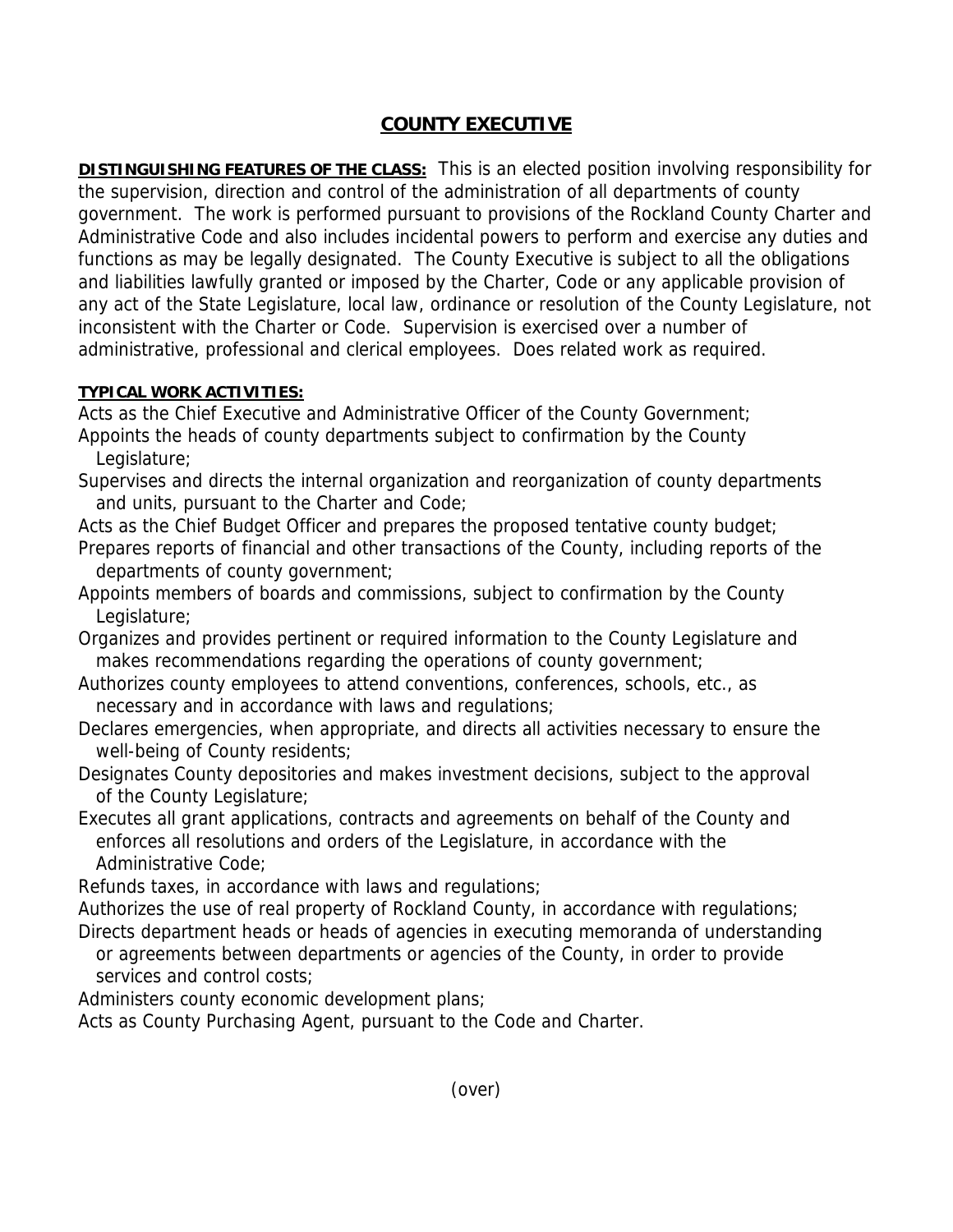# COUNTY EXECUTIVE

**DISTINGUISHING FEATURES OF THE CLASS:** This is an elected position involving responsibility for the supervision, direction and control of the administration of all departments of county government. The work is performed pursuant to provisions of the Rockland County Charter and Administrative Code and also includes incidental powers to perform and exercise any duties and functions as may be legally designated. The County Executive is subject to all the obligations and liabilities lawfully granted or imposed by the Charter, Code or any applicable provision of any act of the State Legislature, local law, ordinance or resolution of the County Legislature, not inconsistent with the Charter or Code. Supervision is exercised over a number of administrative, professional and clerical employees. Does related work as required.

**TYPICAL WORK ACTIVITIES:**

Acts as the Chief Executive and Administrative Officer of the County Government;

Appoints the heads of county departments subject to confirmation by the County Legislature;

Supervises and directs the internal organization and reorganization of county departments and units, pursuant to the Charter and Code;

Acts as the Chief Budget Officer and prepares the proposed tentative county budget;

Prepares reports of financial and other transactions of the County, including reports of the departments of county government;

Appoints members of boards and commissions, subject to confirmation by the County Legislature;

Organizes and provides pertinent or required information to the County Legislature and makes recommendations regarding the operations of county government;

Authorizes county employees to attend conventions, conferences, schools, etc., as necessary and in accordance with laws and regulations;

Declares emergencies, when appropriate, and directs all activities necessary to ensure the well-being of County residents;

Designates County depositories and makes investment decisions, subject to the approval of the County Legislature;

Executes all grant applications, contracts and agreements on behalf of the County and enforces all resolutions and orders of the Legislature, in accordance with the Administrative Code;

Refunds taxes, in accordance with laws and regulations;

Authorizes the use of real property of Rockland County, in accordance with regulations;

Directs department heads or heads of agencies in executing memoranda of understanding or agreements between departments or agencies of the County, in order to provide services and control costs;

Administers county economic development plans;

Acts as County Purchasing Agent, pursuant to the Code and Charter.

(over)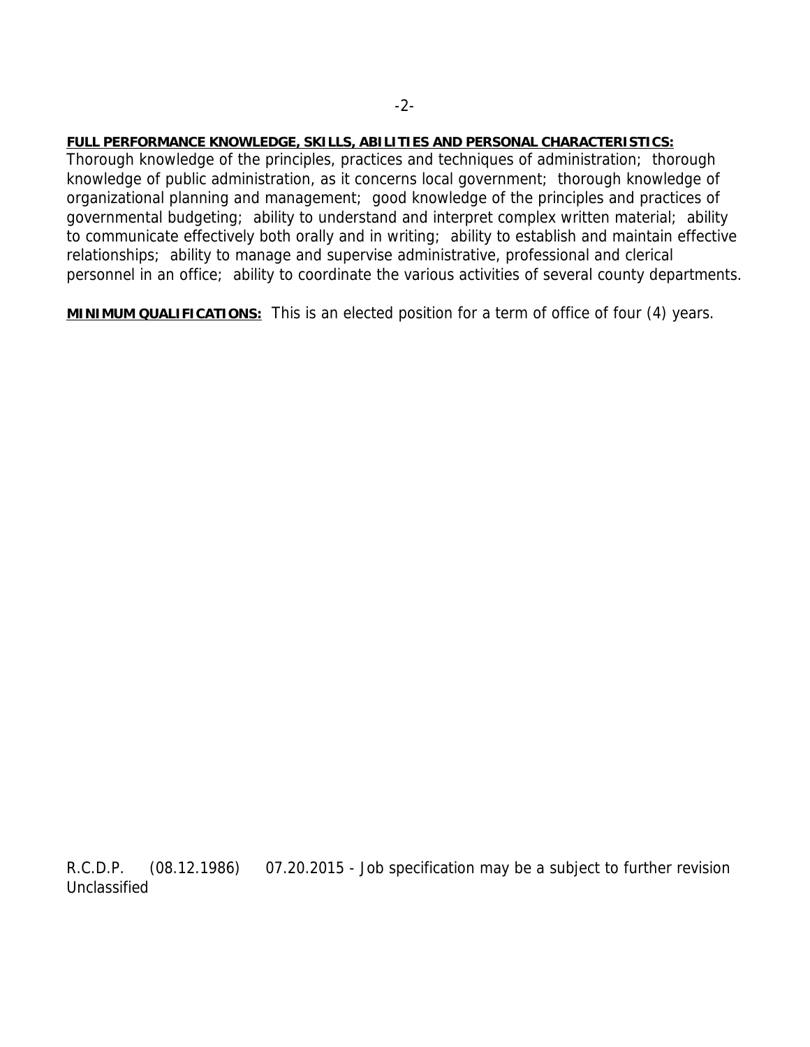**FULL PERFORMANCE KNOWLEDGE, SKILLS, ABILITIES AND PERSONAL CHARACTERISTICS:**
Thorough knowledge of the principles, practices and techniques of administration; thorough knowledge of public administration, as it concerns local government; thorough knowledge of organizational planning and management; good knowledge of the principles and practices of governmental budgeting; ability to understand and interpret complex written material; ability to communicate effectively both orally and in writing; ability to establish and maintain effective relationships; ability to manage and supervise administrative, professional and clerical personnel in an office; ability to coordinate the various activities of several county departments.

**MINIMUM QUALIFICATIONS:** This is an elected position for a term of office of four (4) years.

R.C.D.P. (08.12.1986) 07.20.2015 - Job specification may be a subject to further revision
Unclassified